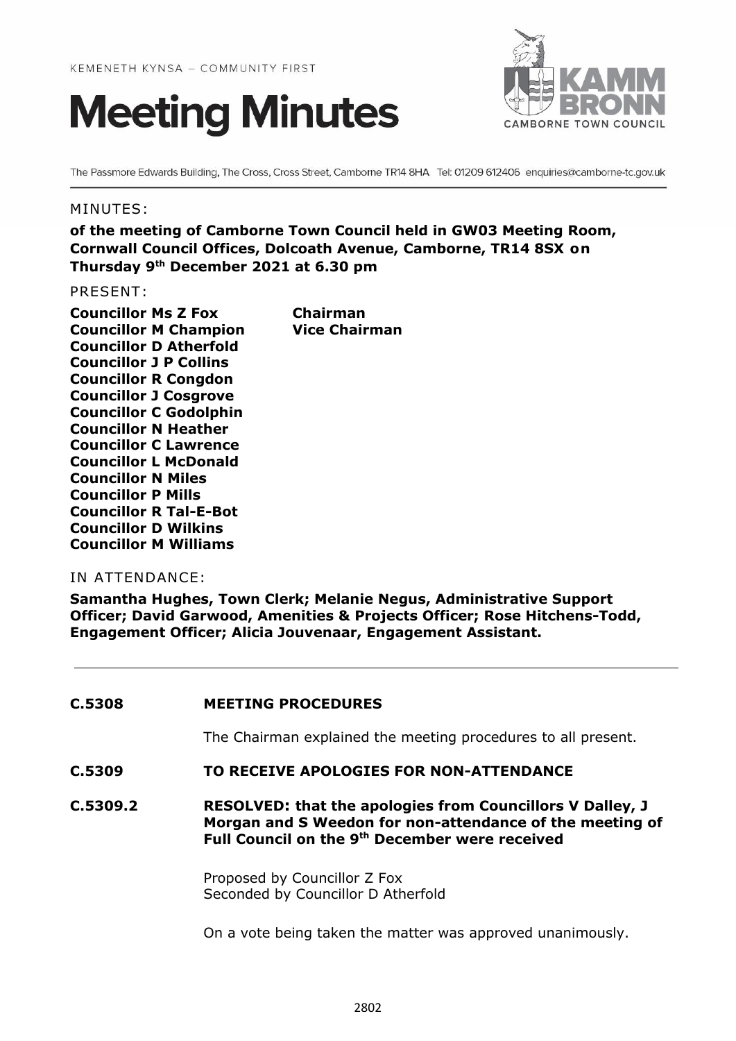KEMENETH KYNSA – COMMUNITY FIRST

# Meeting Minutes

KAMM BRONN
CAMBORNE TOWN COUNCIL

The Passmore Edwards Building, The Cross, Cross Street, Camborne TR14 8HA Tel: 01209 612406 enquiries@camborne-tc.gov.uk

MINUTES:

**of the meeting of Camborne Town Council held in GW03 Meeting Room, Cornwall Council Offices, Dolcoath Avenue, Camborne, TR14 8SX on Thursday 9th December 2021 at 6.30 pm**

PRESENT:

| | |
|---|---|
| **Councillor Ms Z Fox** | **Chairman** |
| **Councillor M Champion** | **Vice Chairman** |
| **Councillor D Atherfold** | |
| **Councillor J P Collins** | |
| **Councillor R Congdon** | |
| **Councillor J Cosgrove** | |
| **Councillor C Godolphin** | |
| **Councillor N Heather** | |
| **Councillor C Lawrence** | |
| **Councillor L McDonald** | |
| **Councillor N Miles** | |
| **Councillor P Mills** | |
| **Councillor R Tal-E-Bot** | |
| **Councillor D Wilkins** | |
| **Councillor M Williams** | |

IN ATTENDANCE:

**Samantha Hughes, Town Clerk; Melanie Negus, Administrative Support Officer; David Garwood, Amenities & Projects Officer; Rose Hitchens-Todd, Engagement Officer; Alicia Jouvenaar, Engagement Assistant.**

---

**C.5308 MEETING PROCEDURES**

The Chairman explained the meeting procedures to all present.

**C.5309 TO RECEIVE APOLOGIES FOR NON-ATTENDANCE**

**C.5309.2 RESOLVED: that the apologies from Councillors V Dalley, J Morgan and S Weedon for non-attendance of the meeting of Full Council on the 9th December were received**

Proposed by Councillor Z Fox
Seconded by Councillor D Atherfold

On a vote being taken the matter was approved unanimously.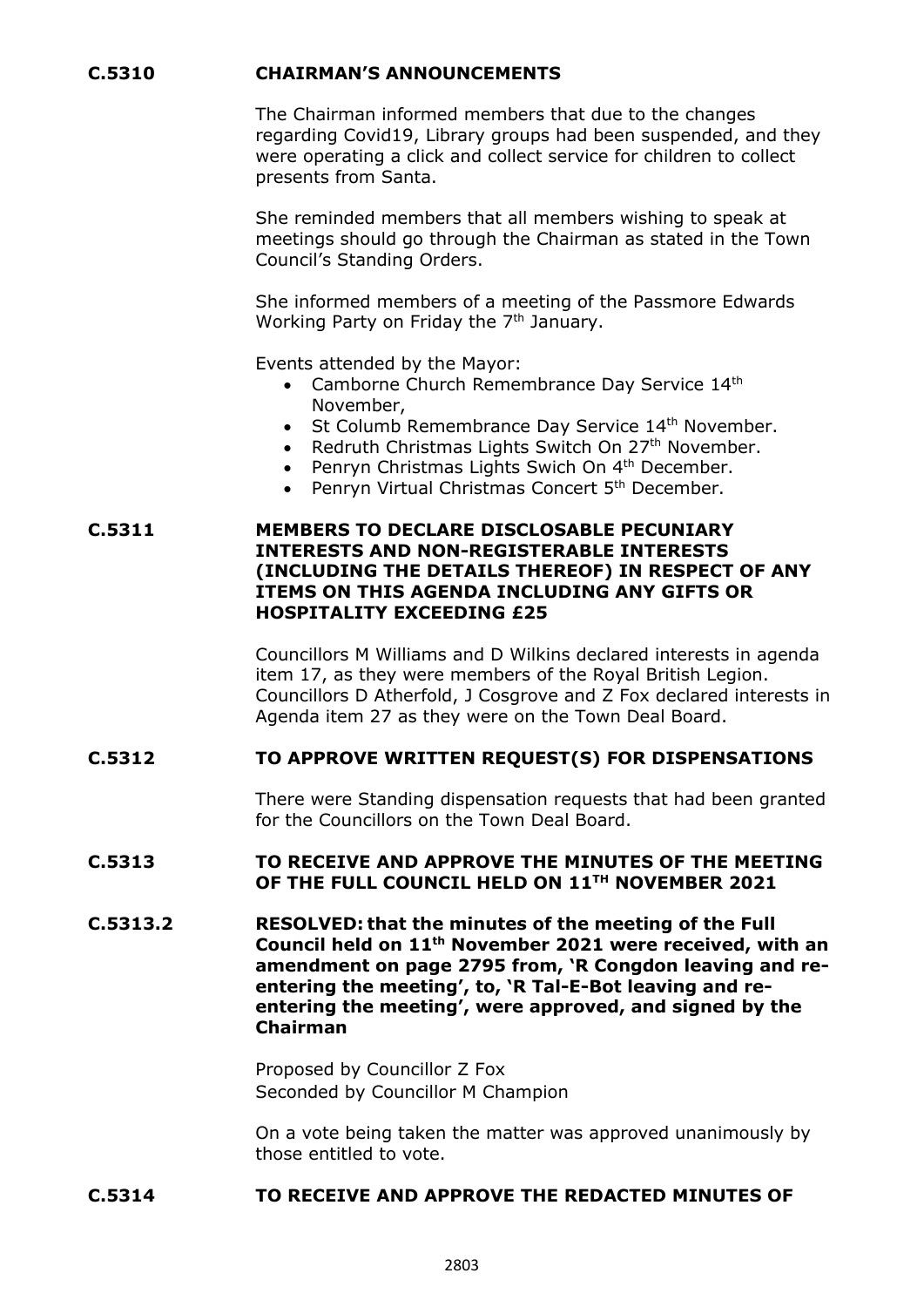**C.5310 CHAIRMAN'S ANNOUNCEMENTS**

The Chairman informed members that due to the changes regarding Covid19, Library groups had been suspended, and they were operating a click and collect service for children to collect presents from Santa.

She reminded members that all members wishing to speak at meetings should go through the Chairman as stated in the Town Council's Standing Orders.

She informed members of a meeting of the Passmore Edwards Working Party on Friday the 7th January.

Events attended by the Mayor:

- Camborne Church Remembrance Day Service 14th November,
- St Columb Remembrance Day Service 14th November.
- Redruth Christmas Lights Switch On 27th November.
- Penryn Christmas Lights Swich On 4th December.
- Penryn Virtual Christmas Concert 5th December.

**C.5311 MEMBERS TO DECLARE DISCLOSABLE PECUNIARY INTERESTS AND NON-REGISTERABLE INTERESTS (INCLUDING THE DETAILS THEREOF) IN RESPECT OF ANY ITEMS ON THIS AGENDA INCLUDING ANY GIFTS OR HOSPITALITY EXCEEDING £25**

Councillors M Williams and D Wilkins declared interests in agenda item 17, as they were members of the Royal British Legion. Councillors D Atherfold, J Cosgrove and Z Fox declared interests in Agenda item 27 as they were on the Town Deal Board.

**C.5312 TO APPROVE WRITTEN REQUEST(S) FOR DISPENSATIONS**

There were Standing dispensation requests that had been granted for the Councillors on the Town Deal Board.

**C.5313 TO RECEIVE AND APPROVE THE MINUTES OF THE MEETING OF THE FULL COUNCIL HELD ON 11TH NOVEMBER 2021**

**C.5313.2 RESOLVED: that the minutes of the meeting of the Full Council held on 11th November 2021 were received, with an amendment on page 2795 from, 'R Congdon leaving and re-entering the meeting', to, 'R Tal-E-Bot leaving and re-entering the meeting', were approved, and signed by the Chairman**

Proposed by Councillor Z Fox
Seconded by Councillor M Champion

On a vote being taken the matter was approved unanimously by those entitled to vote.

**C.5314 TO RECEIVE AND APPROVE THE REDACTED MINUTES OF**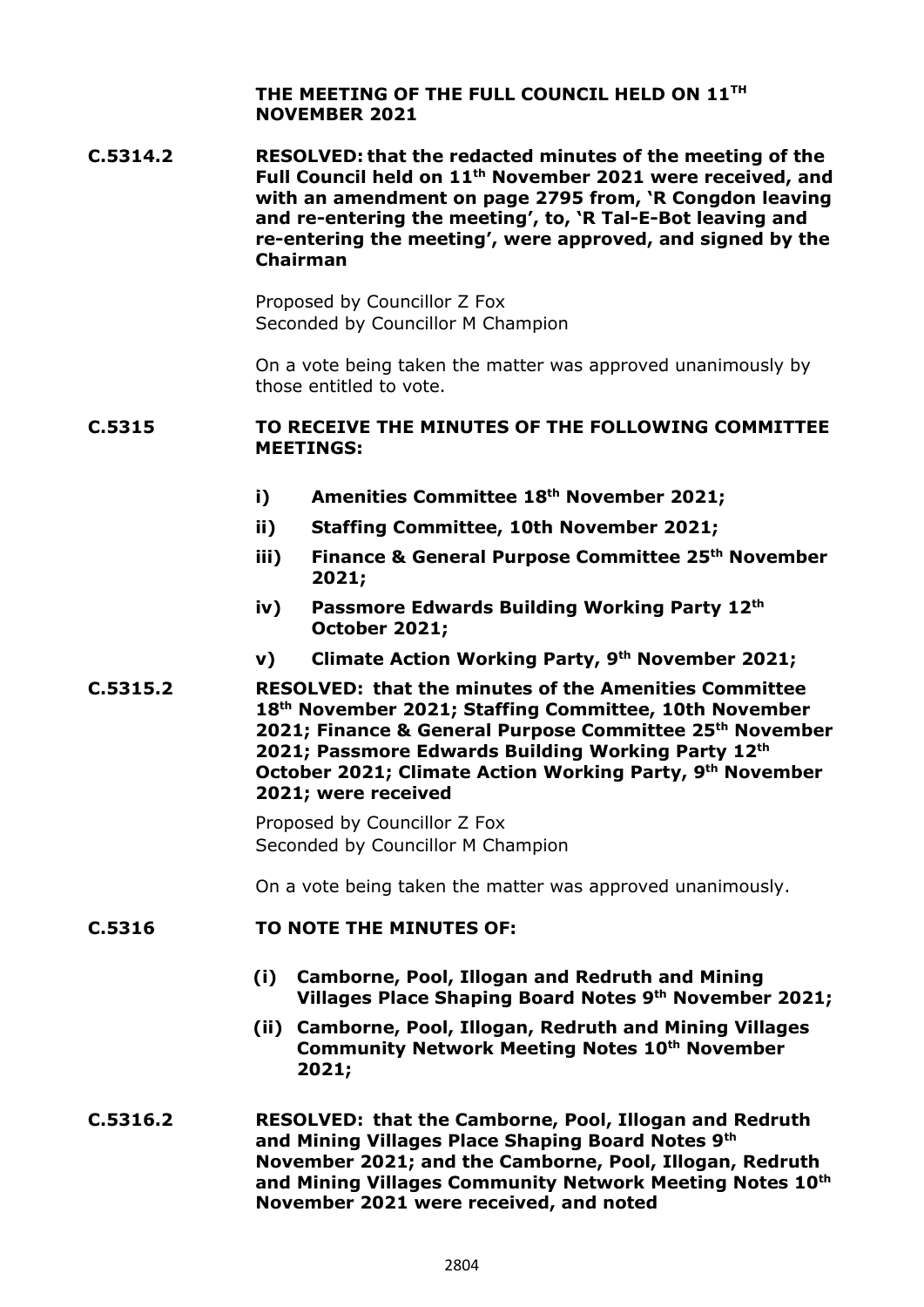**THE MEETING OF THE FULL COUNCIL HELD ON 11TH NOVEMBER 2021**

**C.5314.2** **RESOLVED: that the redacted minutes of the meeting of the Full Council held on 11th November 2021 were received, and with an amendment on page 2795 from, 'R Congdon leaving and re-entering the meeting', to, 'R Tal-E-Bot leaving and re-entering the meeting', were approved, and signed by the Chairman**

Proposed by Councillor Z Fox
Seconded by Councillor M Champion

On a vote being taken the matter was approved unanimously by those entitled to vote.

**C.5315** **TO RECEIVE THE MINUTES OF THE FOLLOWING COMMITTEE MEETINGS:**

- **i) Amenities Committee 18th November 2021;**
- **ii) Staffing Committee, 10th November 2021;**
- **iii) Finance & General Purpose Committee 25th November 2021;**
- **iv) Passmore Edwards Building Working Party 12th October 2021;**
- **v) Climate Action Working Party, 9th November 2021;**

**C.5315.2** **RESOLVED: that the minutes of the Amenities Committee 18th November 2021; Staffing Committee, 10th November 2021; Finance & General Purpose Committee 25th November 2021; Passmore Edwards Building Working Party 12th October 2021; Climate Action Working Party, 9th November 2021; were received**

Proposed by Councillor Z Fox
Seconded by Councillor M Champion

On a vote being taken the matter was approved unanimously.

**C.5316** **TO NOTE THE MINUTES OF:**

- **(i) Camborne, Pool, Illogan and Redruth and Mining Villages Place Shaping Board Notes 9th November 2021;**
- **(ii) Camborne, Pool, Illogan, Redruth and Mining Villages Community Network Meeting Notes 10th November 2021;**

**C.5316.2** **RESOLVED: that the Camborne, Pool, Illogan and Redruth and Mining Villages Place Shaping Board Notes 9th November 2021; and the Camborne, Pool, Illogan, Redruth and Mining Villages Community Network Meeting Notes 10th November 2021 were received, and noted**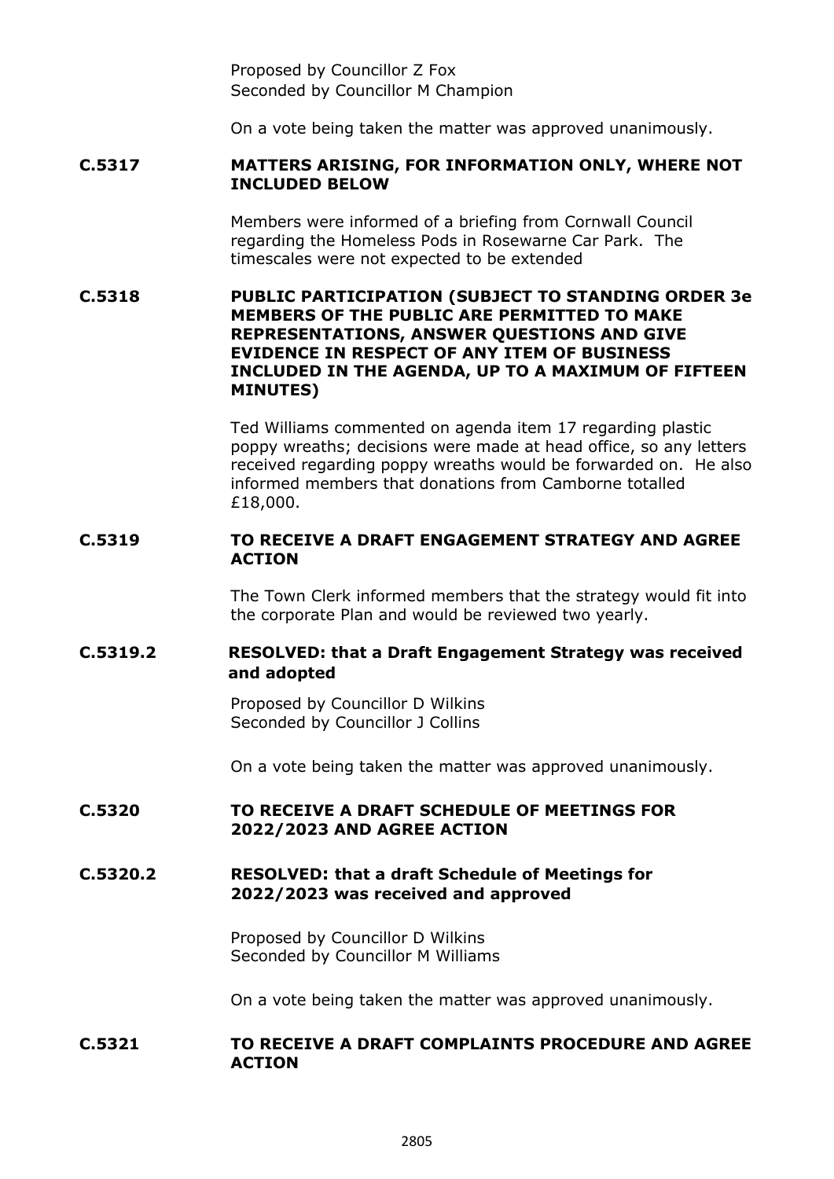Proposed by Councillor Z Fox
Seconded by Councillor M Champion

On a vote being taken the matter was approved unanimously.

**C.5317 MATTERS ARISING, FOR INFORMATION ONLY, WHERE NOT INCLUDED BELOW**

Members were informed of a briefing from Cornwall Council regarding the Homeless Pods in Rosewarne Car Park. The timescales were not expected to be extended

**C.5318 PUBLIC PARTICIPATION (SUBJECT TO STANDING ORDER 3e MEMBERS OF THE PUBLIC ARE PERMITTED TO MAKE REPRESENTATIONS, ANSWER QUESTIONS AND GIVE EVIDENCE IN RESPECT OF ANY ITEM OF BUSINESS INCLUDED IN THE AGENDA, UP TO A MAXIMUM OF FIFTEEN MINUTES)**

Ted Williams commented on agenda item 17 regarding plastic poppy wreaths; decisions were made at head office, so any letters received regarding poppy wreaths would be forwarded on. He also informed members that donations from Camborne totalled £18,000.

**C.5319 TO RECEIVE A DRAFT ENGAGEMENT STRATEGY AND AGREE ACTION**

The Town Clerk informed members that the strategy would fit into the corporate Plan and would be reviewed two yearly.

**C.5319.2 RESOLVED: that a Draft Engagement Strategy was received and adopted**

Proposed by Councillor D Wilkins
Seconded by Councillor J Collins

On a vote being taken the matter was approved unanimously.

**C.5320 TO RECEIVE A DRAFT SCHEDULE OF MEETINGS FOR 2022/2023 AND AGREE ACTION**

**C.5320.2 RESOLVED: that a draft Schedule of Meetings for 2022/2023 was received and approved**

Proposed by Councillor D Wilkins
Seconded by Councillor M Williams

On a vote being taken the matter was approved unanimously.

**C.5321 TO RECEIVE A DRAFT COMPLAINTS PROCEDURE AND AGREE ACTION**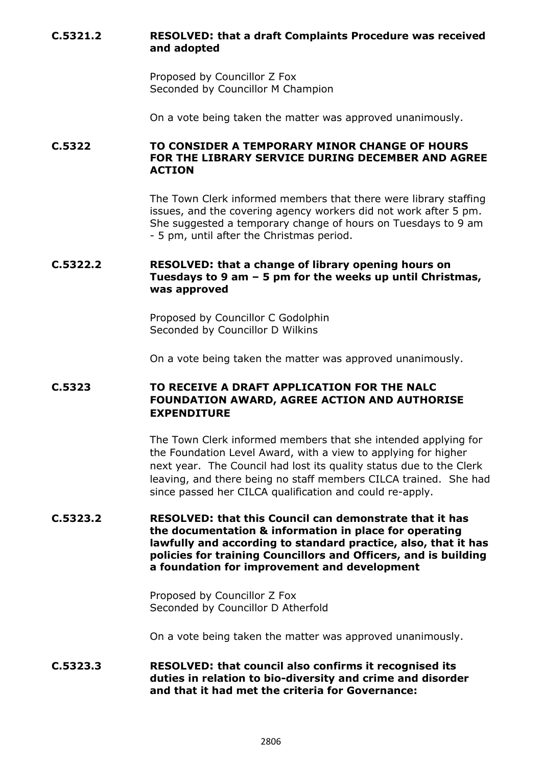**C.5321.2 RESOLVED: that a draft Complaints Procedure was received and adopted**

Proposed by Councillor Z Fox
Seconded by Councillor M Champion

On a vote being taken the matter was approved unanimously.

**C.5322 TO CONSIDER A TEMPORARY MINOR CHANGE OF HOURS FOR THE LIBRARY SERVICE DURING DECEMBER AND AGREE ACTION**

The Town Clerk informed members that there were library staffing issues, and the covering agency workers did not work after 5 pm. She suggested a temporary change of hours on Tuesdays to 9 am - 5 pm, until after the Christmas period.

**C.5322.2 RESOLVED: that a change of library opening hours on Tuesdays to 9 am – 5 pm for the weeks up until Christmas, was approved**

Proposed by Councillor C Godolphin
Seconded by Councillor D Wilkins

On a vote being taken the matter was approved unanimously.

**C.5323 TO RECEIVE A DRAFT APPLICATION FOR THE NALC FOUNDATION AWARD, AGREE ACTION AND AUTHORISE EXPENDITURE**

The Town Clerk informed members that she intended applying for the Foundation Level Award, with a view to applying for higher next year. The Council had lost its quality status due to the Clerk leaving, and there being no staff members CILCA trained. She had since passed her CILCA qualification and could re-apply.

**C.5323.2 RESOLVED: that this Council can demonstrate that it has the documentation & information in place for operating lawfully and according to standard practice, also, that it has policies for training Councillors and Officers, and is building a foundation for improvement and development**

Proposed by Councillor Z Fox
Seconded by Councillor D Atherfold

On a vote being taken the matter was approved unanimously.

**C.5323.3 RESOLVED: that council also confirms it recognised its duties in relation to bio-diversity and crime and disorder and that it had met the criteria for Governance:**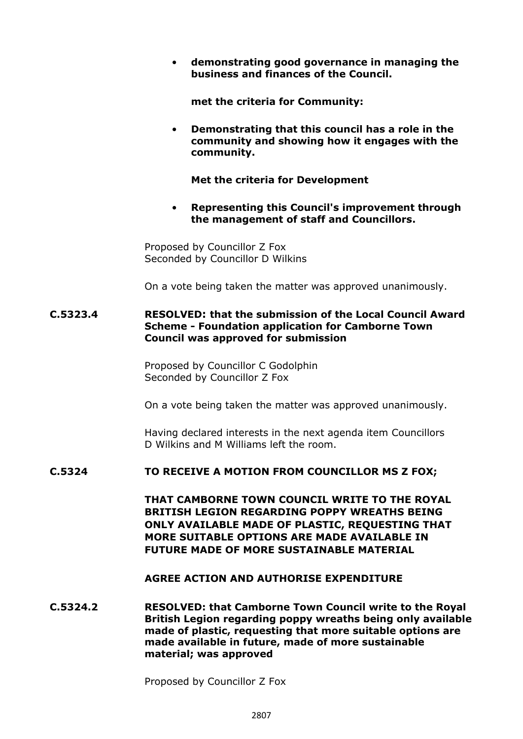- **demonstrating good governance in managing the business and finances of the Council.**

**met the criteria for Community:**

- **Demonstrating that this council has a role in the community and showing how it engages with the community.**

**Met the criteria for Development**

- **Representing this Council's improvement through the management of staff and Councillors.**

Proposed by Councillor Z Fox
Seconded by Councillor D Wilkins

On a vote being taken the matter was approved unanimously.

**C.5323.4 RESOLVED: that the submission of the Local Council Award Scheme - Foundation application for Camborne Town Council was approved for submission**

Proposed by Councillor C Godolphin
Seconded by Councillor Z Fox

On a vote being taken the matter was approved unanimously.

Having declared interests in the next agenda item Councillors D Wilkins and M Williams left the room.

**C.5324 TO RECEIVE A MOTION FROM COUNCILLOR MS Z FOX;**

**THAT CAMBORNE TOWN COUNCIL WRITE TO THE ROYAL BRITISH LEGION REGARDING POPPY WREATHS BEING ONLY AVAILABLE MADE OF PLASTIC, REQUESTING THAT MORE SUITABLE OPTIONS ARE MADE AVAILABLE IN FUTURE MADE OF MORE SUSTAINABLE MATERIAL**

**AGREE ACTION AND AUTHORISE EXPENDITURE**

**C.5324.2 RESOLVED: that Camborne Town Council write to the Royal British Legion regarding poppy wreaths being only available made of plastic, requesting that more suitable options are made available in future, made of more sustainable material; was approved**

Proposed by Councillor Z Fox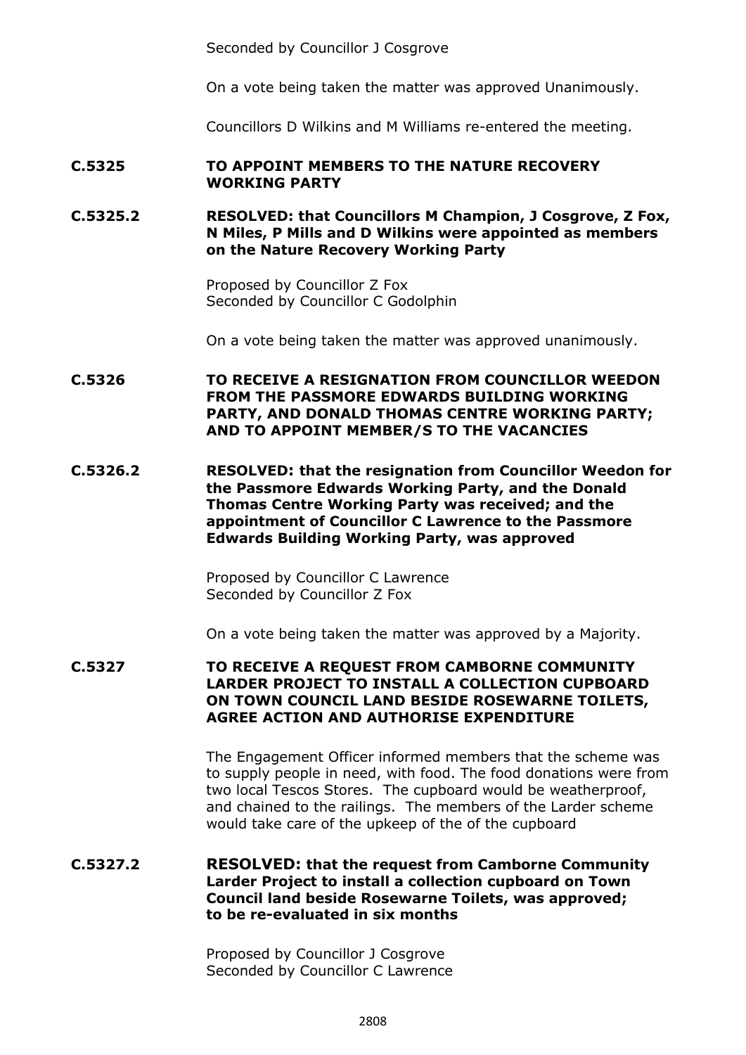Seconded by Councillor J Cosgrove

On a vote being taken the matter was approved Unanimously.

Councillors D Wilkins and M Williams re-entered the meeting.

**C.5325 TO APPOINT MEMBERS TO THE NATURE RECOVERY WORKING PARTY**

**C.5325.2 RESOLVED: that Councillors M Champion, J Cosgrove, Z Fox, N Miles, P Mills and D Wilkins were appointed as members on the Nature Recovery Working Party**

Proposed by Councillor Z Fox
Seconded by Councillor C Godolphin

On a vote being taken the matter was approved unanimously.

**C.5326 TO RECEIVE A RESIGNATION FROM COUNCILLOR WEEDON FROM THE PASSMORE EDWARDS BUILDING WORKING PARTY, AND DONALD THOMAS CENTRE WORKING PARTY; AND TO APPOINT MEMBER/S TO THE VACANCIES**

**C.5326.2 RESOLVED: that the resignation from Councillor Weedon for the Passmore Edwards Working Party, and the Donald Thomas Centre Working Party was received; and the appointment of Councillor C Lawrence to the Passmore Edwards Building Working Party, was approved**

Proposed by Councillor C Lawrence
Seconded by Councillor Z Fox

On a vote being taken the matter was approved by a Majority.

**C.5327 TO RECEIVE A REQUEST FROM CAMBORNE COMMUNITY LARDER PROJECT TO INSTALL A COLLECTION CUPBOARD ON TOWN COUNCIL LAND BESIDE ROSEWARNE TOILETS, AGREE ACTION AND AUTHORISE EXPENDITURE**

The Engagement Officer informed members that the scheme was to supply people in need, with food. The food donations were from two local Tescos Stores. The cupboard would be weatherproof, and chained to the railings. The members of the Larder scheme would take care of the upkeep of the of the cupboard

**C.5327.2 RESOLVED: that the request from Camborne Community Larder Project to install a collection cupboard on Town Council land beside Rosewarne Toilets, was approved; to be re-evaluated in six months**

Proposed by Councillor J Cosgrove
Seconded by Councillor C Lawrence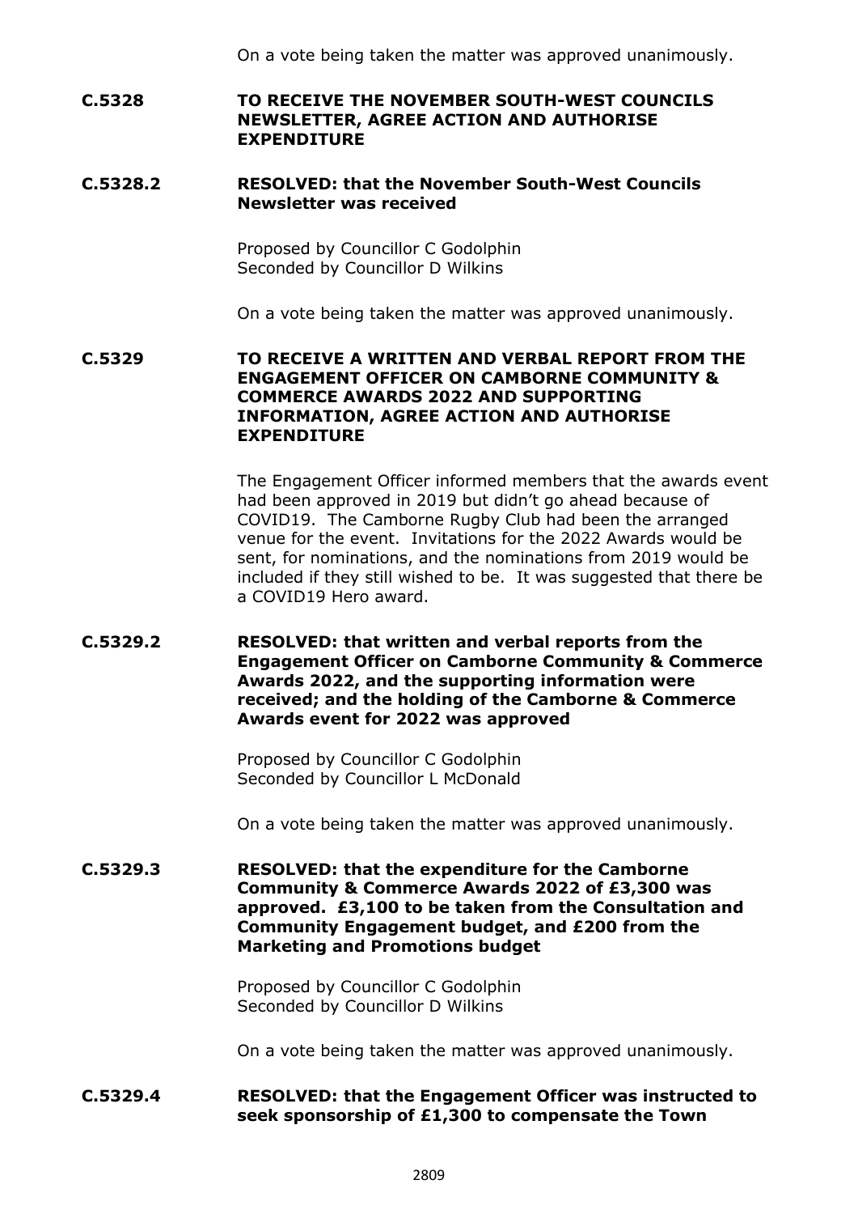On a vote being taken the matter was approved unanimously.

**C.5328 TO RECEIVE THE NOVEMBER SOUTH-WEST COUNCILS NEWSLETTER, AGREE ACTION AND AUTHORISE EXPENDITURE**

**C.5328.2 RESOLVED: that the November South-West Councils Newsletter was received**

Proposed by Councillor C Godolphin
Seconded by Councillor D Wilkins

On a vote being taken the matter was approved unanimously.

**C.5329 TO RECEIVE A WRITTEN AND VERBAL REPORT FROM THE ENGAGEMENT OFFICER ON CAMBORNE COMMUNITY & COMMERCE AWARDS 2022 AND SUPPORTING INFORMATION, AGREE ACTION AND AUTHORISE EXPENDITURE**

The Engagement Officer informed members that the awards event had been approved in 2019 but didn't go ahead because of COVID19. The Camborne Rugby Club had been the arranged venue for the event. Invitations for the 2022 Awards would be sent, for nominations, and the nominations from 2019 would be included if they still wished to be. It was suggested that there be a COVID19 Hero award.

**C.5329.2 RESOLVED: that written and verbal reports from the Engagement Officer on Camborne Community & Commerce Awards 2022, and the supporting information were received; and the holding of the Camborne & Commerce Awards event for 2022 was approved**

Proposed by Councillor C Godolphin
Seconded by Councillor L McDonald

On a vote being taken the matter was approved unanimously.

**C.5329.3 RESOLVED: that the expenditure for the Camborne Community & Commerce Awards 2022 of £3,300 was approved. £3,100 to be taken from the Consultation and Community Engagement budget, and £200 from the Marketing and Promotions budget**

Proposed by Councillor C Godolphin
Seconded by Councillor D Wilkins

On a vote being taken the matter was approved unanimously.

**C.5329.4 RESOLVED: that the Engagement Officer was instructed to seek sponsorship of £1,300 to compensate the Town**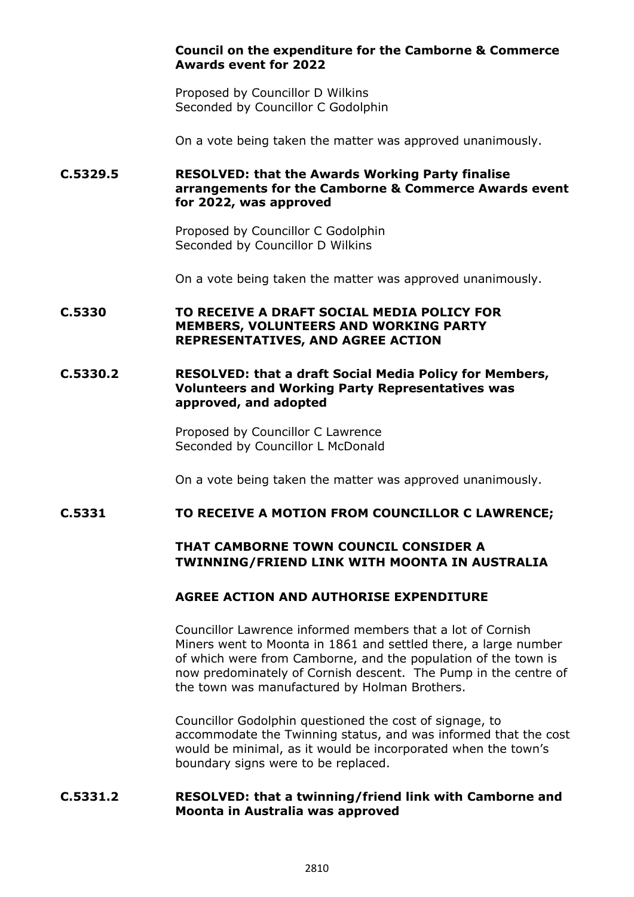**Council on the expenditure for the Camborne & Commerce Awards event for 2022**

Proposed by Councillor D Wilkins
Seconded by Councillor C Godolphin

On a vote being taken the matter was approved unanimously.

**C.5329.5 RESOLVED: that the Awards Working Party finalise arrangements for the Camborne & Commerce Awards event for 2022, was approved**

Proposed by Councillor C Godolphin
Seconded by Councillor D Wilkins

On a vote being taken the matter was approved unanimously.

**C.5330 TO RECEIVE A DRAFT SOCIAL MEDIA POLICY FOR MEMBERS, VOLUNTEERS AND WORKING PARTY REPRESENTATIVES, AND AGREE ACTION**

**C.5330.2 RESOLVED: that a draft Social Media Policy for Members, Volunteers and Working Party Representatives was approved, and adopted**

Proposed by Councillor C Lawrence
Seconded by Councillor L McDonald

On a vote being taken the matter was approved unanimously.

**C.5331 TO RECEIVE A MOTION FROM COUNCILLOR C LAWRENCE;**

**THAT CAMBORNE TOWN COUNCIL CONSIDER A TWINNING/FRIEND LINK WITH MOONTA IN AUSTRALIA**

**AGREE ACTION AND AUTHORISE EXPENDITURE**

Councillor Lawrence informed members that a lot of Cornish Miners went to Moonta in 1861 and settled there, a large number of which were from Camborne, and the population of the town is now predominately of Cornish descent. The Pump in the centre of the town was manufactured by Holman Brothers.

Councillor Godolphin questioned the cost of signage, to accommodate the Twinning status, and was informed that the cost would be minimal, as it would be incorporated when the town's boundary signs were to be replaced.

**C.5331.2 RESOLVED: that a twinning/friend link with Camborne and Moonta in Australia was approved**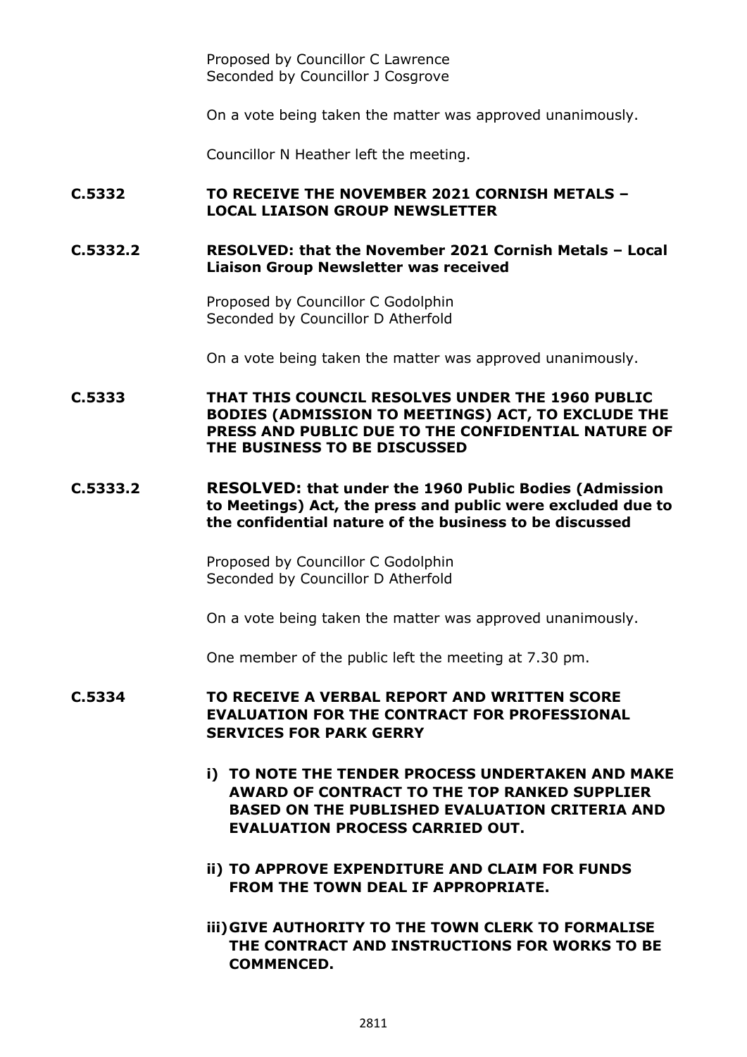Proposed by Councillor C Lawrence
Seconded by Councillor J Cosgrove

On a vote being taken the matter was approved unanimously.

Councillor N Heather left the meeting.

**C.5332 TO RECEIVE THE NOVEMBER 2021 CORNISH METALS – LOCAL LIAISON GROUP NEWSLETTER**

**C.5332.2 RESOLVED: that the November 2021 Cornish Metals – Local Liaison Group Newsletter was received**

Proposed by Councillor C Godolphin
Seconded by Councillor D Atherfold

On a vote being taken the matter was approved unanimously.

**C.5333 THAT THIS COUNCIL RESOLVES UNDER THE 1960 PUBLIC BODIES (ADMISSION TO MEETINGS) ACT, TO EXCLUDE THE PRESS AND PUBLIC DUE TO THE CONFIDENTIAL NATURE OF THE BUSINESS TO BE DISCUSSED**

**C.5333.2 RESOLVED: that under the 1960 Public Bodies (Admission to Meetings) Act, the press and public were excluded due to the confidential nature of the business to be discussed**

Proposed by Councillor C Godolphin
Seconded by Councillor D Atherfold

On a vote being taken the matter was approved unanimously.

One member of the public left the meeting at 7.30 pm.

**C.5334 TO RECEIVE A VERBAL REPORT AND WRITTEN SCORE EVALUATION FOR THE CONTRACT FOR PROFESSIONAL SERVICES FOR PARK GERRY**

**i) TO NOTE THE TENDER PROCESS UNDERTAKEN AND MAKE AWARD OF CONTRACT TO THE TOP RANKED SUPPLIER BASED ON THE PUBLISHED EVALUATION CRITERIA AND EVALUATION PROCESS CARRIED OUT.**

**ii) TO APPROVE EXPENDITURE AND CLAIM FOR FUNDS FROM THE TOWN DEAL IF APPROPRIATE.**

**iii) GIVE AUTHORITY TO THE TOWN CLERK TO FORMALISE THE CONTRACT AND INSTRUCTIONS FOR WORKS TO BE COMMENCED.**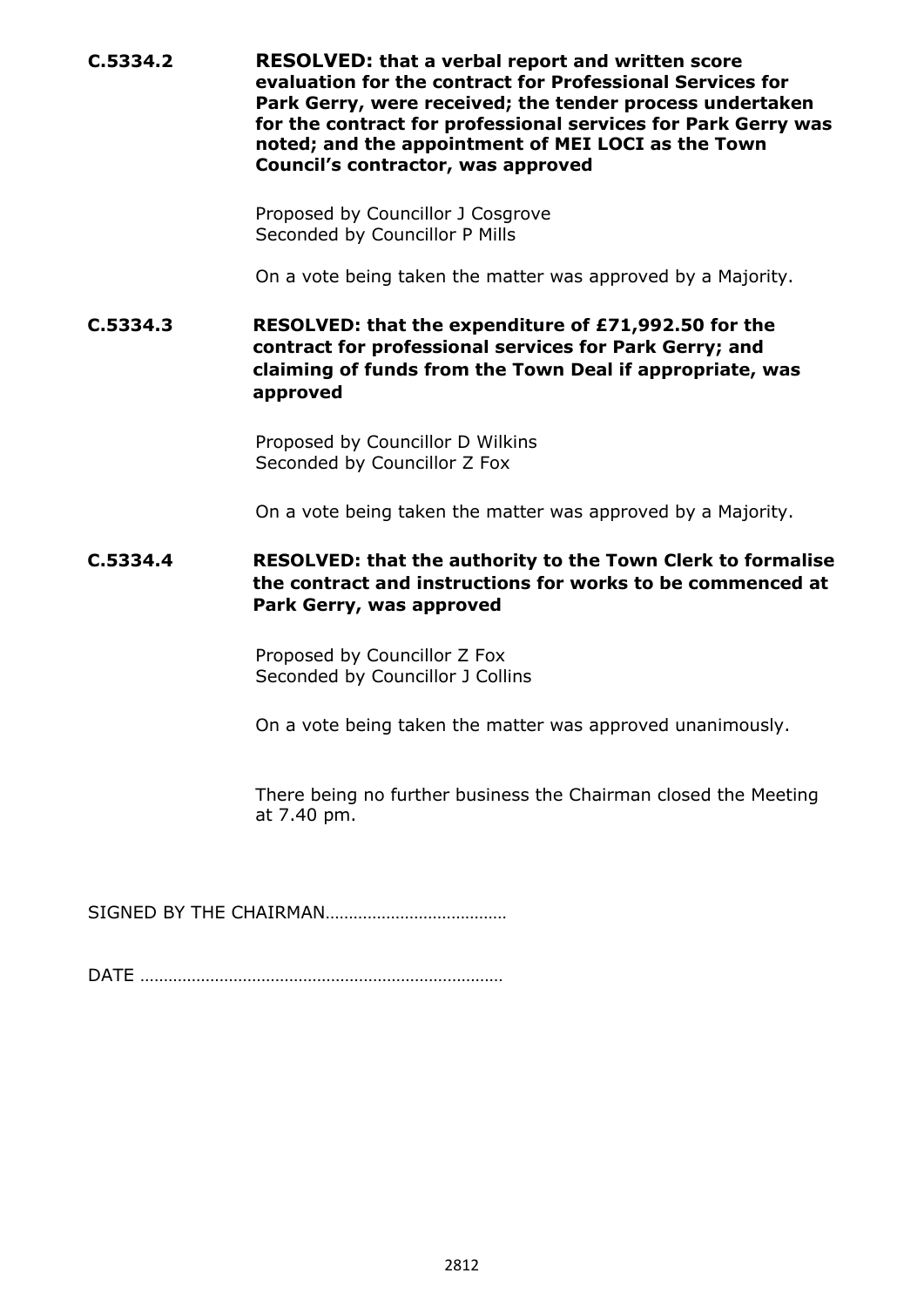**C.5334.2** **RESOLVED: that a verbal report and written score evaluation for the contract for Professional Services for Park Gerry, were received; the tender process undertaken for the contract for professional services for Park Gerry was noted; and the appointment of MEI LOCI as the Town Council's contractor, was approved**

Proposed by Councillor J Cosgrove
Seconded by Councillor P Mills

On a vote being taken the matter was approved by a Majority.

**C.5334.3** **RESOLVED: that the expenditure of £71,992.50 for the contract for professional services for Park Gerry; and claiming of funds from the Town Deal if appropriate, was approved**

Proposed by Councillor D Wilkins
Seconded by Councillor Z Fox

On a vote being taken the matter was approved by a Majority.

**C.5334.4** **RESOLVED: that the authority to the Town Clerk to formalise the contract and instructions for works to be commenced at Park Gerry, was approved**

Proposed by Councillor Z Fox
Seconded by Councillor J Collins

On a vote being taken the matter was approved unanimously.

There being no further business the Chairman closed the Meeting at 7.40 pm.

SIGNED BY THE CHAIRMAN……………………………….

DATE ……………………………………………………………………